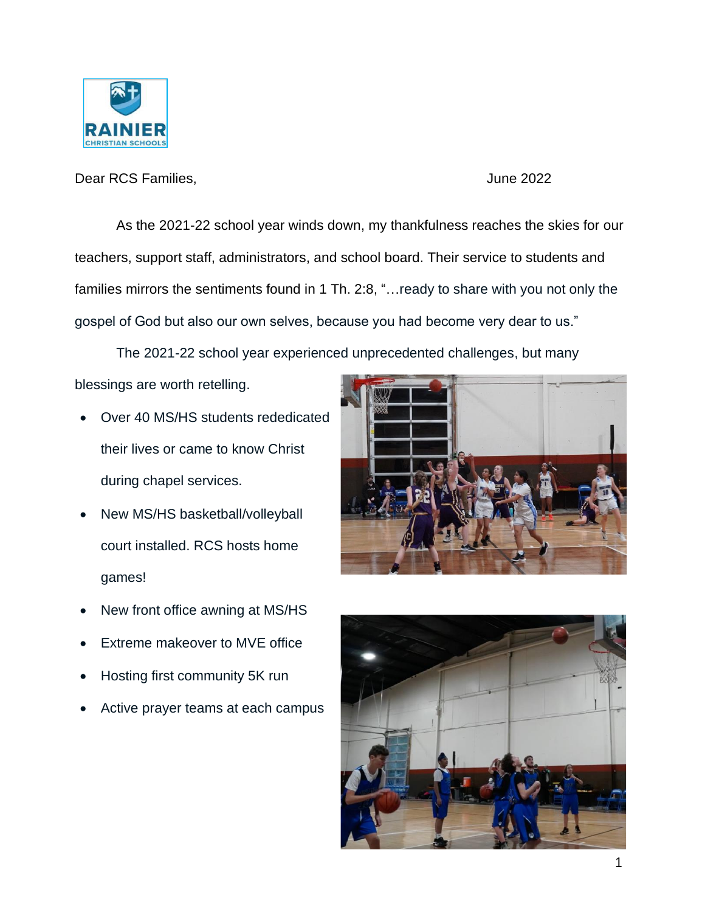Dear RCS Families,

June 2022

As the 2021-22 school year winds down, my thankfulness reaches the skies for our teachers, support staff, administrators, and school board. Their service to students and families mirrors the sentiments found in 1 Th. 2:8, "…ready to share with you not only the gospel of God but also our own selves, because you had become very dear to us."

The 2021-22 school year experienced unprecedented challenges, but many blessings are worth retelling.

- Over 40 MS/HS students rededicated their lives or came to know Christ during chapel services.
- New MS/HS basketball/volleyball court installed. RCS hosts home games!
- New front office awning at MS/HS
- Extreme makeover to MVE office
- Hosting first community 5K run
- Active prayer teams at each campus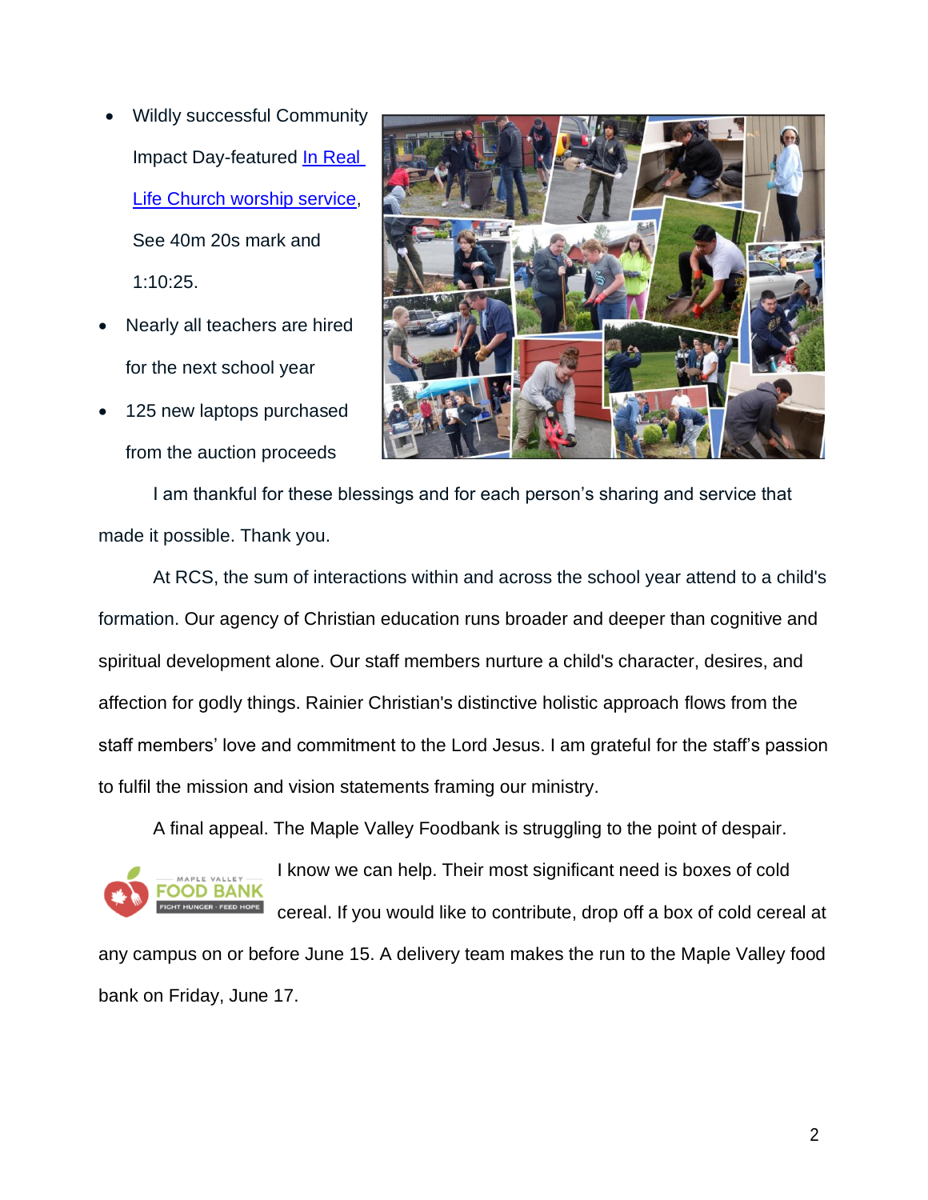- Wildly successful Community Impact Day-featured In Real Life Church worship service, See 40m 20s mark and 1:10:25.
- Nearly all teachers are hired for the next school year
- 125 new laptops purchased from the auction proceeds

I am thankful for these blessings and for each person's sharing and service that made it possible. Thank you.

At RCS, the sum of interactions within and across the school year attend to a child's formation. Our agency of Christian education runs broader and deeper than cognitive and spiritual development alone. Our staff members nurture a child's character, desires, and affection for godly things. Rainier Christian's distinctive holistic approach flows from the staff members' love and commitment to the Lord Jesus. I am grateful for the staff's passion to fulfil the mission and vision statements framing our ministry.

A final appeal. The Maple Valley Foodbank is struggling to the point of despair. I know we can help. Their most significant need is boxes of cold cereal. If you would like to contribute, drop off a box of cold cereal at any campus on or before June 15. A delivery team makes the run to the Maple Valley food bank on Friday, June 17.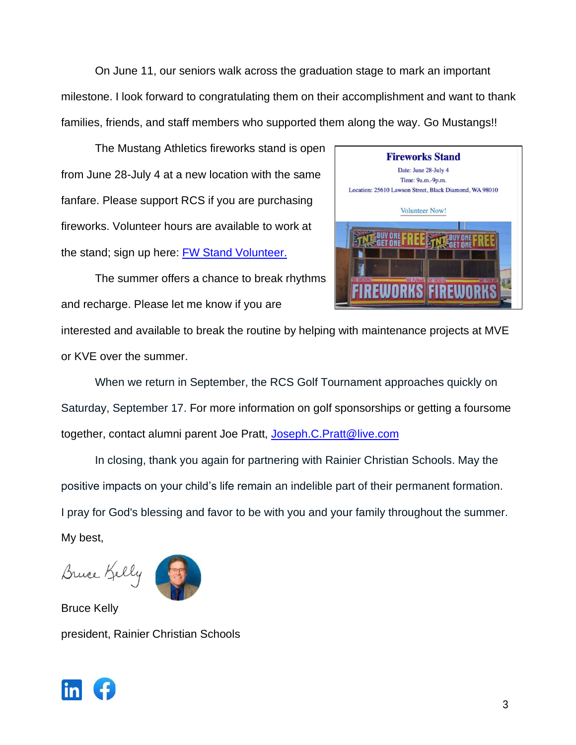On June 11, our seniors walk across the graduation stage to mark an important milestone. I look forward to congratulating them on their accomplishment and want to thank families, friends, and staff members who supported them along the way. Go Mustangs!!

The Mustang Athletics fireworks stand is open from June 28-July 4 at a new location with the same fanfare. Please support RCS if you are purchasing fireworks. Volunteer hours are available to work at the stand; sign up here: [FW Stand Volunteer.]

**Fireworks Stand**

Date: June 28-July 4

Time: 9a.m.-9p.m.

Location: 25610 Lawson Street, Black Diamond, WA 98010

Volunteer Now!

The summer offers a chance to break rhythms and recharge. Please let me know if you are interested and available to break the routine by helping with maintenance projects at MVE or KVE over the summer.

When we return in September, the RCS Golf Tournament approaches quickly on Saturday, September 17. For more information on golf sponsorships or getting a foursome together, contact alumni parent Joe Pratt, Joseph.C.Pratt@live.com

In closing, thank you again for partnering with Rainier Christian Schools. May the positive impacts on your child's life remain an indelible part of their permanent formation. I pray for God's blessing and favor to be with you and your family throughout the summer.

My best,

Bruce Kelly

president, Rainier Christian Schools